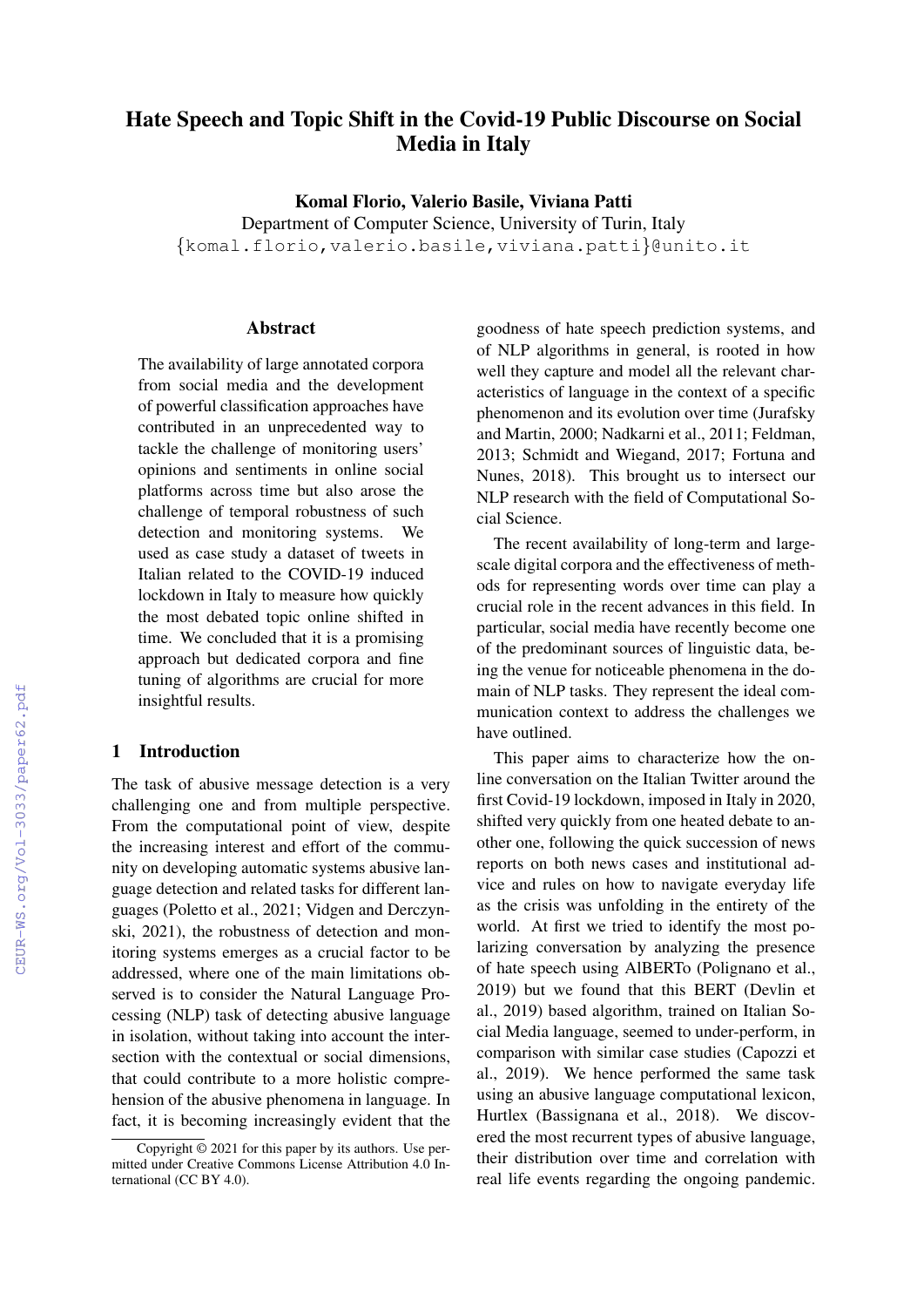# Hate Speech and Topic Shift in the Covid-19 Public Discourse on Social Media in Italy

**Komal Florio, Valerio Basile, Viviana Patti**

Department of Computer Science, University of Turin, Italy

{komal.florio,valerio.basile,viviana.patti}@unito.it

## Abstract

The availability of large annotated corpora from social media and the development of powerful classification approaches have contributed in an unprecedented way to tackle the challenge of monitoring users' opinions and sentiments in online social platforms across time but also arose the challenge of temporal robustness of such detection and monitoring systems. We used as case study a dataset of tweets in Italian related to the COVID-19 induced lockdown in Italy to measure how quickly the most debated topic online shifted in time. We concluded that it is a promising approach but dedicated corpora and fine tuning of algorithms are crucial for more insightful results.

## 1 Introduction

The task of abusive message detection is a very challenging one and from multiple perspective. From the computational point of view, despite the increasing interest and effort of the community on developing automatic systems abusive language detection and related tasks for different languages (Poletto et al., 2021; Vidgen and Derczynski, 2021), the robustness of detection and monitoring systems emerges as a crucial factor to be addressed, where one of the main limitations observed is to consider the Natural Language Processing (NLP) task of detecting abusive language in isolation, without taking into account the intersection with the contextual or social dimensions, that could contribute to a more holistic comprehension of the abusive phenomena in language. In fact, it is becoming increasingly evident that the goodness of hate speech prediction systems, and of NLP algorithms in general, is rooted in how well they capture and model all the relevant characteristics of language in the context of a specific phenomenon and its evolution over time (Jurafsky and Martin, 2000; Nadkarni et al., 2011; Feldman, 2013; Schmidt and Wiegand, 2017; Fortuna and Nunes, 2018). This brought us to intersect our NLP research with the field of Computational Social Science.

The recent availability of long-term and large-scale digital corpora and the effectiveness of methods for representing words over time can play a crucial role in the recent advances in this field. In particular, social media have recently become one of the predominant sources of linguistic data, being the venue for noticeable phenomena in the domain of NLP tasks. They represent the ideal communication context to address the challenges we have outlined.

This paper aims to characterize how the online conversation on the Italian Twitter around the first Covid-19 lockdown, imposed in Italy in 2020, shifted very quickly from one heated debate to another one, following the quick succession of news reports on both news cases and institutional advice and rules on how to navigate everyday life as the crisis was unfolding in the entirety of the world. At first we tried to identify the most polarizing conversation by analyzing the presence of hate speech using AlBERTo (Polignano et al., 2019) but we found that this BERT (Devlin et al., 2019) based algorithm, trained on Italian Social Media language, seemed to under-perform, in comparison with similar case studies (Capozzi et al., 2019). We hence performed the same task using an abusive language computational lexicon, Hurtlex (Bassignana et al., 2018). We discovered the most recurrent types of abusive language, their distribution over time and correlation with real life events regarding the ongoing pandemic.

Copyright © 2021 for this paper by its authors. Use permitted under Creative Commons License Attribution 4.0 International (CC BY 4.0).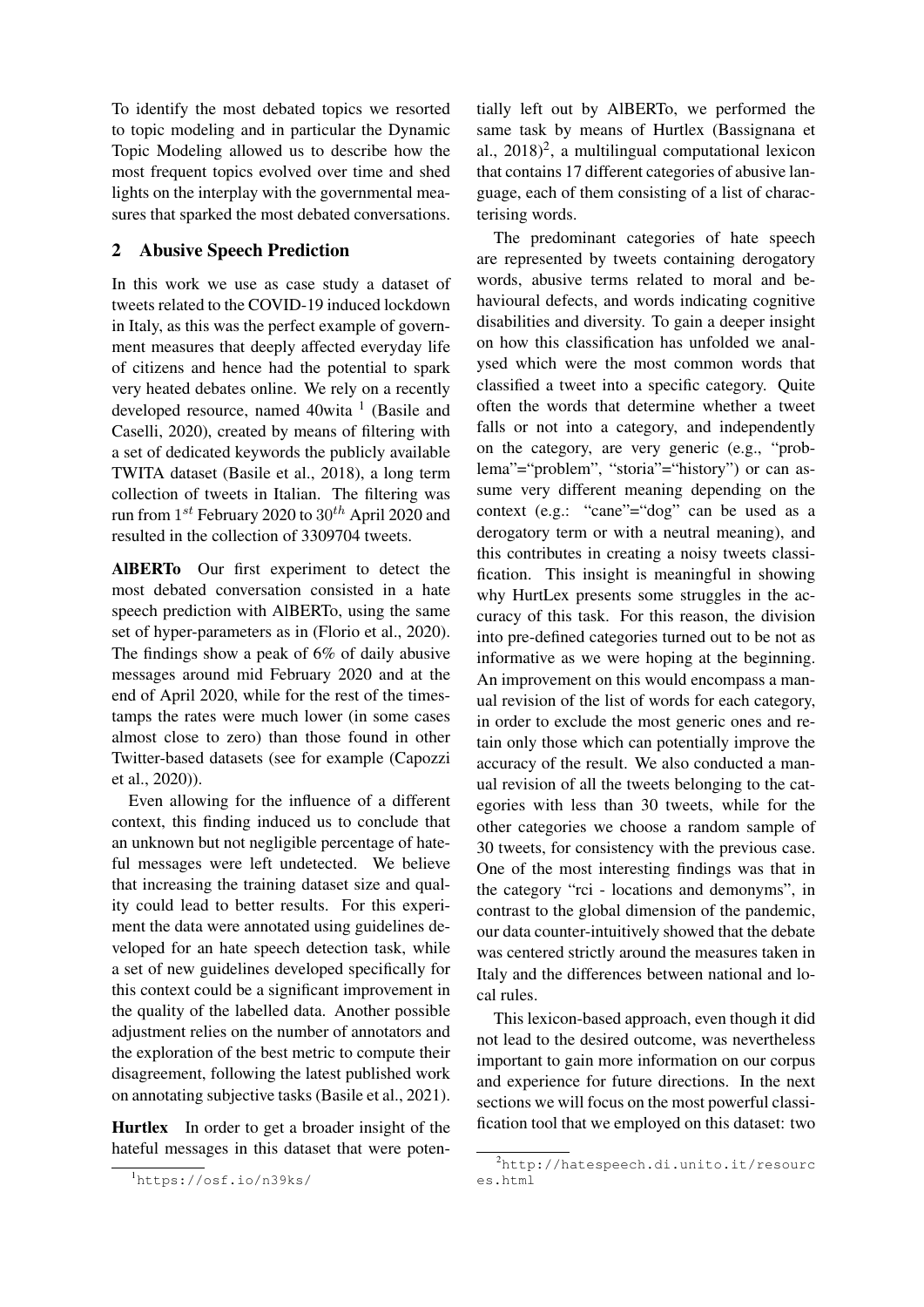To identify the most debated topics we resorted to topic modeling and in particular the Dynamic Topic Modeling allowed us to describe how the most frequent topics evolved over time and shed lights on the interplay with the governmental measures that sparked the most debated conversations.

## 2 Abusive Speech Prediction

In this work we use as case study a dataset of tweets related to the COVID-19 induced lockdown in Italy, as this was the perfect example of government measures that deeply affected everyday life of citizens and hence had the potential to spark very heated debates online. We rely on a recently developed resource, named 40wita [1] (Basile and Caselli, 2020), created by means of filtering with a set of dedicated keywords the publicly available TWITA dataset (Basile et al., 2018), a long term collection of tweets in Italian. The filtering was run from $1^{st}$ February 2020 to $30^{th}$ April 2020 and resulted in the collection of 3309704 tweets.

**AlBERTo** Our first experiment to detect the most debated conversation consisted in a hate speech prediction with AlBERTo, using the same set of hyper-parameters as in (Florio et al., 2020). The findings show a peak of 6% of daily abusive messages around mid February 2020 and at the end of April 2020, while for the rest of the timestamps the rates were much lower (in some cases almost close to zero) than those found in other Twitter-based datasets (see for example (Capozzi et al., 2020)).

Even allowing for the influence of a different context, this finding induced us to conclude that an unknown but not negligible percentage of hateful messages were left undetected. We believe that increasing the training dataset size and quality could lead to better results. For this experiment the data were annotated using guidelines developed for an hate speech detection task, while a set of new guidelines developed specifically for this context could be a significant improvement in the quality of the labelled data. Another possible adjustment relies on the number of annotators and the exploration of the best metric to compute their disagreement, following the latest published work on annotating subjective tasks (Basile et al., 2021).

**Hurtlex** In order to get a broader insight of the hateful messages in this dataset that were potentially left out by AlBERTo, we performed the same task by means of Hurtlex (Bassignana et al., 2018)[2], a multilingual computational lexicon that contains 17 different categories of abusive language, each of them consisting of a list of characterising words.

The predominant categories of hate speech are represented by tweets containing derogatory words, abusive terms related to moral and behavioural defects, and words indicating cognitive disabilities and diversity. To gain a deeper insight on how this classification has unfolded we analysed which were the most common words that classified a tweet into a specific category. Quite often the words that determine whether a tweet falls or not into a category, and independently on the category, are very generic (e.g., "problema"="problem", "storia"="history") or can assume very different meaning depending on the context (e.g.: "cane"="dog" can be used as a derogatory term or with a neutral meaning), and this contributes in creating a noisy tweets classification. This insight is meaningful in showing why HurtLex presents some struggles in the accuracy of this task. For this reason, the division into pre-defined categories turned out to be not as informative as we were hoping at the beginning. An improvement on this would encompass a manual revision of the list of words for each category, in order to exclude the most generic ones and retain only those which can potentially improve the accuracy of the result. We also conducted a manual revision of all the tweets belonging to the categories with less than 30 tweets, while for the other categories we choose a random sample of 30 tweets, for consistency with the previous case. One of the most interesting findings was that in the category "rci - locations and demonyms", in contrast to the global dimension of the pandemic, our data counter-intuitively showed that the debate was centered strictly around the measures taken in Italy and the differences between national and local rules.

This lexicon-based approach, even though it did not lead to the desired outcome, was nevertheless important to gain more information on our corpus and experience for future directions. In the next sections we will focus on the most powerful classification tool that we employed on this dataset: two

[1] https://osf.io/n39ks/

[2] http://hatespeech.di.unito.it/resources.html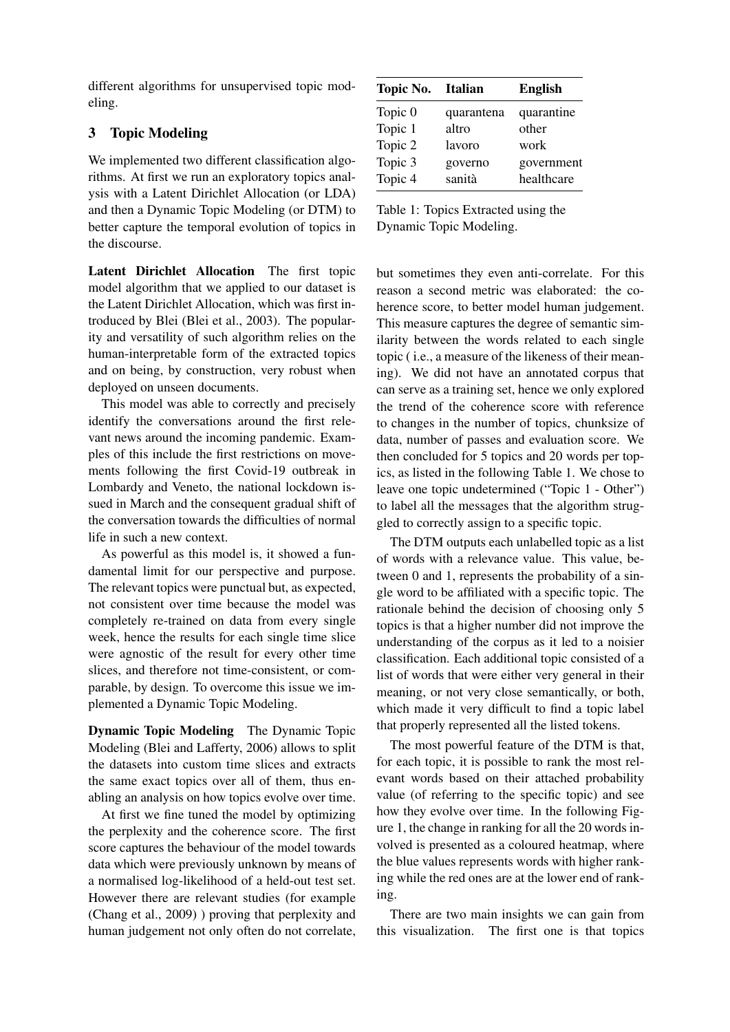different algorithms for unsupervised topic modeling.

## 3 Topic Modeling

We implemented two different classification algorithms. At first we run an exploratory topics analysis with a Latent Dirichlet Allocation (or LDA) and then a Dynamic Topic Modeling (or DTM) to better capture the temporal evolution of topics in the discourse.

**Latent Dirichlet Allocation** The first topic model algorithm that we applied to our dataset is the Latent Dirichlet Allocation, which was first introduced by Blei (Blei et al., 2003). The popularity and versatility of such algorithm relies on the human-interpretable form of the extracted topics and on being, by construction, very robust when deployed on unseen documents.

This model was able to correctly and precisely identify the conversations around the first relevant news around the incoming pandemic. Examples of this include the first restrictions on movements following the first Covid-19 outbreak in Lombardy and Veneto, the national lockdown issued in March and the consequent gradual shift of the conversation towards the difficulties of normal life in such a new context.

As powerful as this model is, it showed a fundamental limit for our perspective and purpose. The relevant topics were punctual but, as expected, not consistent over time because the model was completely re-trained on data from every single week, hence the results for each single time slice were agnostic of the result for every other time slices, and therefore not time-consistent, or comparable, by design. To overcome this issue we implemented a Dynamic Topic Modeling.

**Dynamic Topic Modeling** The Dynamic Topic Modeling (Blei and Lafferty, 2006) allows to split the datasets into custom time slices and extracts the same exact topics over all of them, thus enabling an analysis on how topics evolve over time.

At first we fine tuned the model by optimizing the perplexity and the coherence score. The first score captures the behaviour of the model towards data which were previously unknown by means of a normalised log-likelihood of a held-out test set. However there are relevant studies (for example (Chang et al., 2009) ) proving that perplexity and human judgement not only often do not correlate, but sometimes they even anti-correlate. For this reason a second metric was elaborated: the coherence score, to better model human judgement. This measure captures the degree of semantic similarity between the words related to each single topic ( i.e., a measure of the likeness of their meaning). We did not have an annotated corpus that can serve as a training set, hence we only explored the trend of the coherence score with reference to changes in the number of topics, chunksize of data, number of passes and evaluation score. We then concluded for 5 topics and 20 words per topics, as listed in the following Table 1. We chose to leave one topic undetermined ("Topic 1 - Other") to label all the messages that the algorithm struggled to correctly assign to a specific topic.

| Topic No. | Italian | English |
|---|---|---|
| Topic 0 | quarantena | quarantine |
| Topic 1 | altro | other |
| Topic 2 | lavoro | work |
| Topic 3 | governo | government |
| Topic 4 | sanità | healthcare |

Table 1: Topics Extracted using the Dynamic Topic Modeling.

The DTM outputs each unlabelled topic as a list of words with a relevance value. This value, between 0 and 1, represents the probability of a single word to be affiliated with a specific topic. The rationale behind the decision of choosing only 5 topics is that a higher number did not improve the understanding of the corpus as it led to a noisier classification. Each additional topic consisted of a list of words that were either very general in their meaning, or not very close semantically, or both, which made it very difficult to find a topic label that properly represented all the listed tokens.

The most powerful feature of the DTM is that, for each topic, it is possible to rank the most relevant words based on their attached probability value (of referring to the specific topic) and see how they evolve over time. In the following Figure 1, the change in ranking for all the 20 words involved is presented as a coloured heatmap, where the blue values represents words with higher ranking while the red ones are at the lower end of ranking.

There are two main insights we can gain from this visualization. The first one is that topics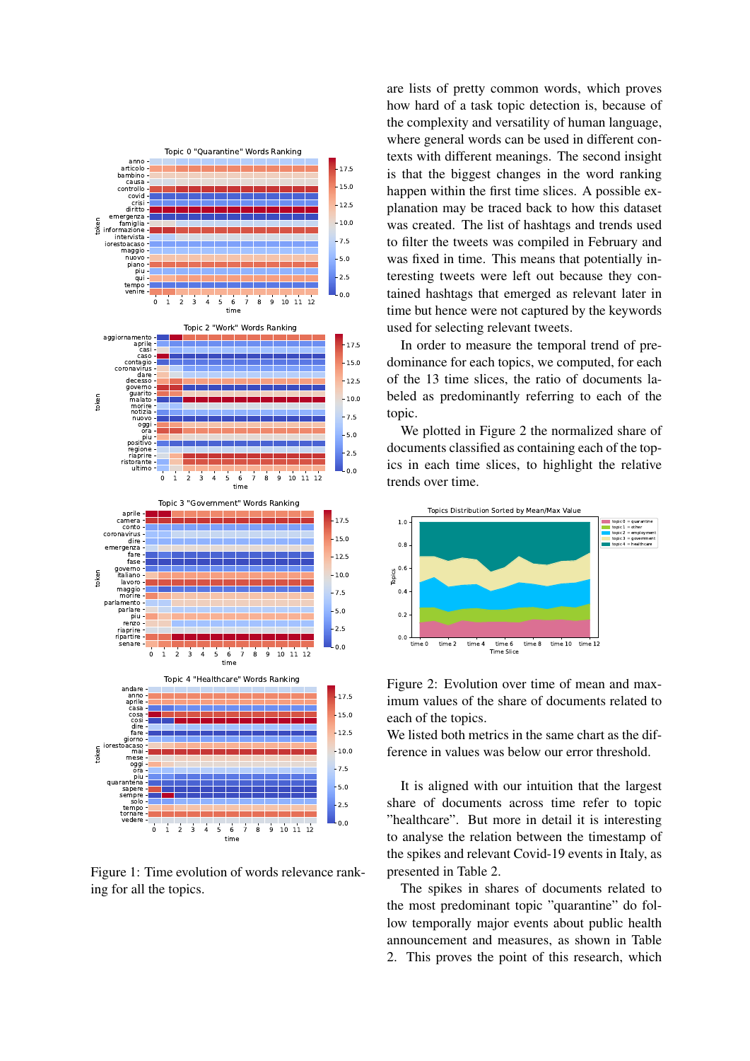are lists of pretty common words, which proves how hard of a task topic detection is, because of the complexity and versatility of human language, where general words can be used in different contexts with different meanings. The second insight is that the biggest changes in the word ranking happen within the first time slices. A possible explanation may be traced back to how this dataset was created. The list of hashtags and trends used to filter the tweets was compiled in February and was fixed in time. This means that potentially interesting tweets were left out because they contained hashtags that emerged as relevant later in time but hence were not captured by the keywords used for selecting relevant tweets.

In order to measure the temporal trend of predominance for each topics, we computed, for each of the 13 time slices, the ratio of documents labeled as predominantly referring to each of the topic.

We plotted in Figure 2 the normalized share of documents classified as containing each of the topics in each time slices, to highlight the relative trends over time.

Figure 1: Time evolution of words relevance ranking for all the topics.

Figure 2: Evolution over time of mean and maximum values of the share of documents related to each of the topics.
We listed both metrics in the same chart as the difference in values was below our error threshold.

It is aligned with our intuition that the largest share of documents across time refer to topic "healthcare". But more in detail it is interesting to analyse the relation between the timestamp of the spikes and relevant Covid-19 events in Italy, as presented in Table 2.

The spikes in shares of documents related to the most predominant topic "quarantine" do follow temporally major events about public health announcement and measures, as shown in Table 2. This proves the point of this research, which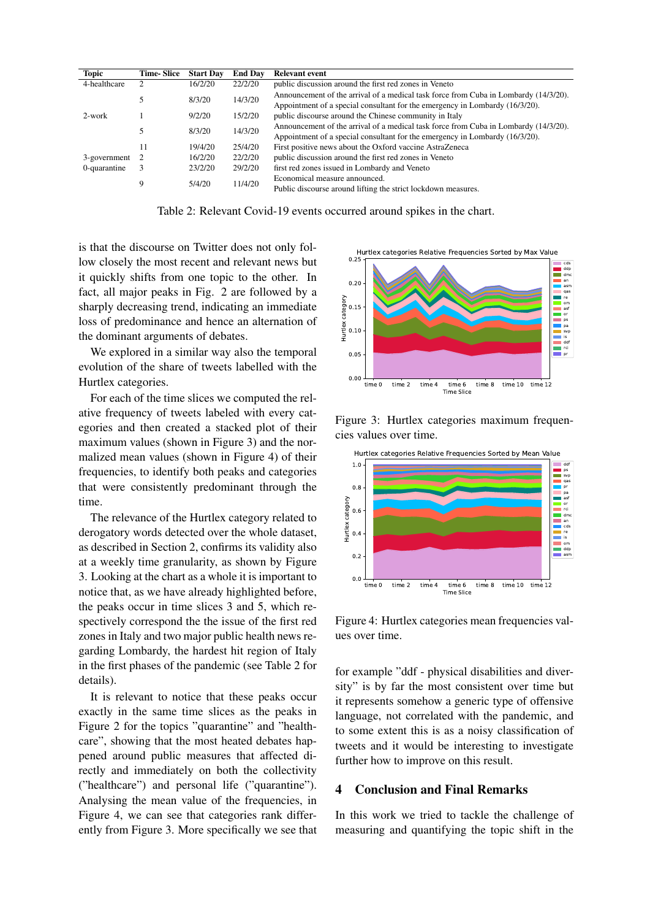| Topic | Time- Slice | Start Day | End Day | Relevant event |
|---|---|---|---|---|
| 4-healthcare | 2 | 16/2/20 | 22/2/20 | public discussion around the first red zones in Veneto |
| | 5 | 8/3/20 | 14/3/20 | Announcement of the arrival of a medical task force from Cuba in Lombardy (14/3/20). Appointment of a special consultant for the emergency in Lombardy (16/3/20). |
| 2-work | 1 | 9/2/20 | 15/2/20 | public discourse around the Chinese community in Italy |
| | 5 | 8/3/20 | 14/3/20 | Announcement of the arrival of a medical task force from Cuba in Lombardy (14/3/20). Appointment of a special consultant for the emergency in Lombardy (16/3/20). |
| | 11 | 19/4/20 | 25/4/20 | First positive news about the Oxford vaccine AstraZeneca |
| 3-government | 2 | 16/2/20 | 22/2/20 | public discussion around the first red zones in Veneto |
| 0-quarantine | 3 | 23/2/20 | 29/2/20 | first red zones issued in Lombardy and Veneto |
| | 9 | 5/4/20 | 11/4/20 | Economical measure announced. Public discourse around lifting the strict lockdown measures. |

Table 2: Relevant Covid-19 events occurred around spikes in the chart.

is that the discourse on Twitter does not only follow closely the most recent and relevant news but it quickly shifts from one topic to the other. In fact, all major peaks in Fig. 2 are followed by a sharply decreasing trend, indicating an immediate loss of predominance and hence an alternation of the dominant arguments of debates.

We explored in a similar way also the temporal evolution of the share of tweets labelled with the Hurtlex categories.

For each of the time slices we computed the relative frequency of tweets labeled with every categories and then created a stacked plot of their maximum values (shown in Figure 3) and the normalized mean values (shown in Figure 4) of their frequencies, to identify both peaks and categories that were consistently predominant through the time.

The relevance of the Hurtlex category related to derogatory words detected over the whole dataset, as described in Section 2, confirms its validity also at a weekly time granularity, as shown by Figure 3. Looking at the chart as a whole it is important to notice that, as we have already highlighted before, the peaks occur in time slices 3 and 5, which respectively correspond the the issue of the first red zones in Italy and two major public health news regarding Lombardy, the hardest hit region of Italy in the first phases of the pandemic (see Table 2 for details).

It is relevant to notice that these peaks occur exactly in the same time slices as the peaks in Figure 2 for the topics "quarantine" and "healthcare", showing that the most heated debates happened around public measures that affected directly and immediately on both the collectivity ("healthcare") and personal life ("quarantine"). Analysing the mean value of the frequencies, in Figure 4, we can see that categories rank differently from Figure 3. More specifically we see that

Figure 3: Hurtlex categories maximum frequencies values over time.

Figure 4: Hurtlex categories mean frequencies values over time.

for example "ddf - physical disabilities and diversity" is by far the most consistent over time but it represents somehow a generic type of offensive language, not correlated with the pandemic, and to some extent this is as a noisy classification of tweets and it would be interesting to investigate further how to improve on this result.

## 4 Conclusion and Final Remarks

In this work we tried to tackle the challenge of measuring and quantifying the topic shift in the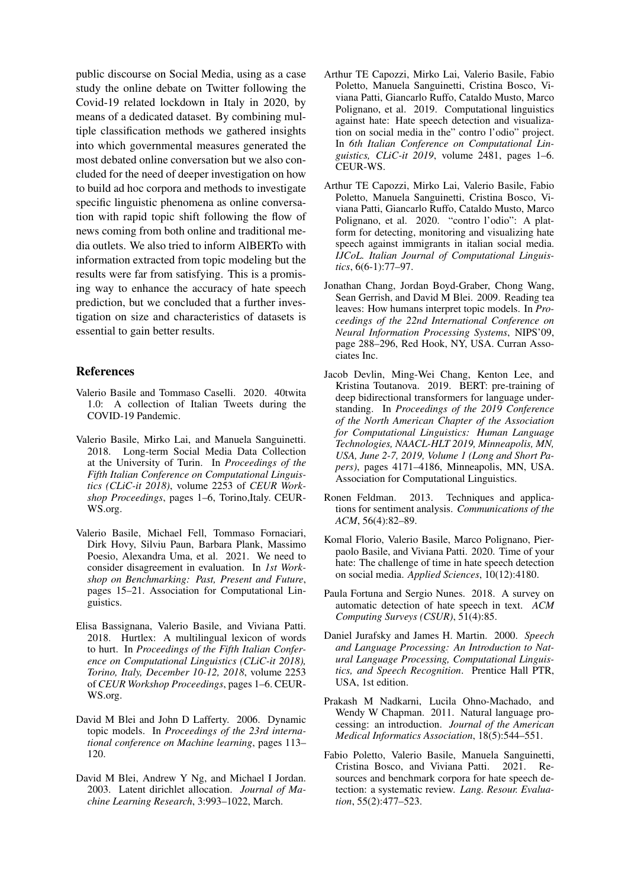public discourse on Social Media, using as a case study the online debate on Twitter following the Covid-19 related lockdown in Italy in 2020, by means of a dedicated dataset. By combining multiple classification methods we gathered insights into which governmental measures generated the most debated online conversation but we also concluded for the need of deeper investigation on how to build ad hoc corpora and methods to investigate specific linguistic phenomena as online conversation with rapid topic shift following the flow of news coming from both online and traditional media outlets. We also tried to inform AlBERTo with information extracted from topic modeling but the results were far from satisfying. This is a promising way to enhance the accuracy of hate speech prediction, but we concluded that a further investigation on size and characteristics of datasets is essential to gain better results.

## References

Valerio Basile and Tommaso Caselli. 2020. 40twita 1.0: A collection of Italian Tweets during the COVID-19 Pandemic.

Valerio Basile, Mirko Lai, and Manuela Sanguinetti. 2018. Long-term Social Media Data Collection at the University of Turin. In *Proceedings of the Fifth Italian Conference on Computational Linguistics (CLiC-it 2018)*, volume 2253 of *CEUR Workshop Proceedings*, pages 1–6, Torino,Italy. CEUR-WS.org.

Valerio Basile, Michael Fell, Tommaso Fornaciari, Dirk Hovy, Silviu Paun, Barbara Plank, Massimo Poesio, Alexandra Uma, et al. 2021. We need to consider disagreement in evaluation. In *1st Workshop on Benchmarking: Past, Present and Future*, pages 15–21. Association for Computational Linguistics.

Elisa Bassignana, Valerio Basile, and Viviana Patti. 2018. Hurtlex: A multilingual lexicon of words to hurt. In *Proceedings of the Fifth Italian Conference on Computational Linguistics (CLiC-it 2018), Torino, Italy, December 10-12, 2018*, volume 2253 of *CEUR Workshop Proceedings*, pages 1–6. CEUR-WS.org.

David M Blei and John D Lafferty. 2006. Dynamic topic models. In *Proceedings of the 23rd international conference on Machine learning*, pages 113–120.

David M Blei, Andrew Y Ng, and Michael I Jordan. 2003. Latent dirichlet allocation. *Journal of Machine Learning Research*, 3:993–1022, March.

Arthur TE Capozzi, Mirko Lai, Valerio Basile, Fabio Poletto, Manuela Sanguinetti, Cristina Bosco, Viviana Patti, Giancarlo Ruffo, Cataldo Musto, Marco Polignano, et al. 2019. Computational linguistics against hate: Hate speech detection and visualization on social media in the" contro l'odio" project. In *6th Italian Conference on Computational Linguistics, CLiC-it 2019*, volume 2481, pages 1–6. CEUR-WS.

Arthur TE Capozzi, Mirko Lai, Valerio Basile, Fabio Poletto, Manuela Sanguinetti, Cristina Bosco, Viviana Patti, Giancarlo Ruffo, Cataldo Musto, Marco Polignano, et al. 2020. "contro l'odio": A platform for detecting, monitoring and visualizing hate speech against immigrants in italian social media. *IJCoL. Italian Journal of Computational Linguistics*, 6(6-1):77–97.

Jonathan Chang, Jordan Boyd-Graber, Chong Wang, Sean Gerrish, and David M Blei. 2009. Reading tea leaves: How humans interpret topic models. In *Proceedings of the 22nd International Conference on Neural Information Processing Systems*, NIPS'09, page 288–296, Red Hook, NY, USA. Curran Associates Inc.

Jacob Devlin, Ming-Wei Chang, Kenton Lee, and Kristina Toutanova. 2019. BERT: pre-training of deep bidirectional transformers for language understanding. In *Proceedings of the 2019 Conference of the North American Chapter of the Association for Computational Linguistics: Human Language Technologies, NAACL-HLT 2019, Minneapolis, MN, USA, June 2-7, 2019, Volume 1 (Long and Short Papers)*, pages 4171–4186, Minneapolis, MN, USA. Association for Computational Linguistics.

Ronen Feldman. 2013. Techniques and applications for sentiment analysis. *Communications of the ACM*, 56(4):82–89.

Komal Florio, Valerio Basile, Marco Polignano, Pierpaolo Basile, and Viviana Patti. 2020. Time of your hate: The challenge of time in hate speech detection on social media. *Applied Sciences*, 10(12):4180.

Paula Fortuna and Sergio Nunes. 2018. A survey on automatic detection of hate speech in text. *ACM Computing Surveys (CSUR)*, 51(4):85.

Daniel Jurafsky and James H. Martin. 2000. *Speech and Language Processing: An Introduction to Natural Language Processing, Computational Linguistics, and Speech Recognition*. Prentice Hall PTR, USA, 1st edition.

Prakash M Nadkarni, Lucila Ohno-Machado, and Wendy W Chapman. 2011. Natural language processing: an introduction. *Journal of the American Medical Informatics Association*, 18(5):544–551.

Fabio Poletto, Valerio Basile, Manuela Sanguinetti, Cristina Bosco, and Viviana Patti. 2021. Resources and benchmark corpora for hate speech detection: a systematic review. *Lang. Resour. Evaluation*, 55(2):477–523.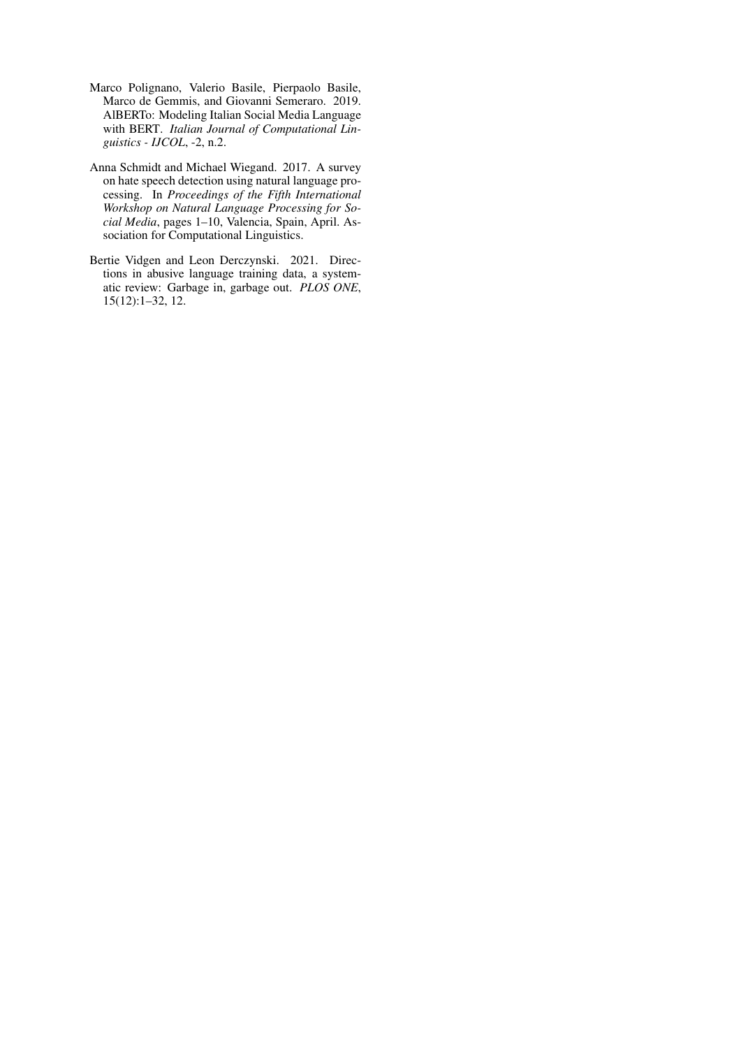Marco Polignano, Valerio Basile, Pierpaolo Basile, Marco de Gemmis, and Giovanni Semeraro. 2019. AlBERTo: Modeling Italian Social Media Language with BERT. *Italian Journal of Computational Linguistics - IJCOL*, -2, n.2.

Anna Schmidt and Michael Wiegand. 2017. A survey on hate speech detection using natural language processing. In *Proceedings of the Fifth International Workshop on Natural Language Processing for Social Media*, pages 1–10, Valencia, Spain, April. Association for Computational Linguistics.

Bertie Vidgen and Leon Derczynski. 2021. Directions in abusive language training data, a systematic review: Garbage in, garbage out. *PLOS ONE*, 15(12):1–32, 12.